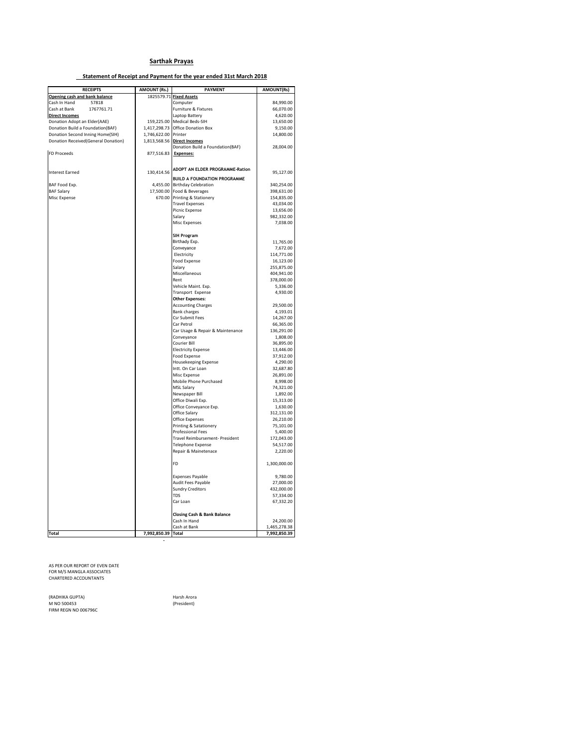# Sarthak Prayas

## Statement of Receipt and Payment for the year ended 31st March 2018

| RECEIPTS | | AMOUNT (Rs.) | PAYMENT | AMOUNT(Rs) |
|---|---|---|---|---|
| **Opening cash and bank balance** | | 1825579.71 | **Fixed Assets** | |
| Cash In Hand | 57818 | | Computer | 84,990.00 |
| Cash at Bank | 1767761.71 | | Furniture & Fixtures | 66,070.00 |
| **Direct Incomes** | | | Laptop Battery | 4,620.00 |
| Donation Adopt an Elder(AAE) | | 159,225.00 | Medical Beds-SIH | 13,650.00 |
| Donation Build a Foundation(BAF) | | 1,417,298.73 | Office Donation Box | 9,150.00 |
| Donation Second Inning Home(SIH) | | 1,746,622.00 | Printer | 14,800.00 |
| Donation Received(General Donation) | | 1,813,568.56 | **Direct Incomes** | |
| | | | Donation Build a Foundation(BAF) | 28,004.00 |
| FD Proceeds | | 877,516.83 | **Expenses:** | |
| Interest Earned | | 130,414.56 | **ADOPT AN ELDER PROGRAMME-Ration** | 95,127.00 |
| | | | **BUILD A FOUNDATION PROGRAMME** | |
| BAF Food Exp. | | 4,455.00 | Birthday Celebration | 340,254.00 |
| BAF Salary | | 17,500.00 | Food & Beverages | 398,631.00 |
| Misc Expense | | 670.00 | Printing & Stationery | 154,835.00 |
| | | | Travel Expenses | 43,034.00 |
| | | | Picnic Expense | 13,656.00 |
| | | | Salary | 982,332.00 |
| | | | Misc Expenses | 7,038.00 |
| | | | **SIH Program** | |
| | | | Birthady Exp. | 11,765.00 |
| | | | Conveyance | 7,672.00 |
| | | | Electricity | 114,771.00 |
| | | | Food Expense | 16,123.00 |
| | | | Salary | 255,875.00 |
| | | | Miscellaneous | 404,941.00 |
| | | | Rent | 378,000.00 |
| | | | Vehicle Maint. Exp. | 5,336.00 |
| | | | Transport Expense | 4,930.00 |
| | | | **Other Expenses:** | |
| | | | Accounting Charges | 29,500.00 |
| | | | Bank charges | 4,193.01 |
| | | | Csr Submit Fees | 14,267.00 |
| | | | Car Petrol | 66,365.00 |
| | | | Car Usage & Repair & Maintenance | 136,291.00 |
| | | | Conveyance | 1,808.00 |
| | | | Courier Bill | 36,895.00 |
| | | | Electricity Expense | 13,446.00 |
| | | | Food Expense | 37,912.00 |
| | | | Housekeeping Expense | 4,290.00 |
| | | | Intt. On Car Loan | 32,687.80 |
| | | | Misc Expense | 26,891.00 |
| | | | Mobile Phone Purchased | 8,998.00 |
| | | | MSL Salary | 74,321.00 |
| | | | Newspaper Bill | 1,892.00 |
| | | | Office Diwali Exp. | 15,313.00 |
| | | | Office Conveyance Exp. | 1,630.00 |
| | | | Office Salary | 312,131.00 |
| | | | Office Expenses | 26,210.00 |
| | | | Printing & Satationery | 75,101.00 |
| | | | Professional Fees | 5,400.00 |
| | | | Travel Reimbursement- President | 172,043.00 |
| | | | Telephone Expense | 54,517.00 |
| | | | Repair & Mainetenace | 2,220.00 |
| | | | FD | 1,300,000.00 |
| | | | Expenses Payable | 9,780.00 |
| | | | Audit Fees Payable | 27,000.00 |
| | | | Sundry Creditors | 432,000.00 |
| | | | TDS | 57,334.00 |
| | | | Car Loan | 67,332.20 |
| | | | **Closing Cash & Bank Balance** | |
| | | | Cash In Hand | 24,200.00 |
| | | | Cash at Bank | 1,465,278.38 |
| **Total** | | **7,992,850.39** | **Total** | **7,992,850.39** |

AS PER OUR REPORT OF EVEN DATE
FOR M/S MANGLA ASSOCIATES
CHARTERED ACCOUNTANTS

(RADHIKA GUPTA)
M NO 500453
FIRM REGN NO 006796C

Harsh Arora
(President)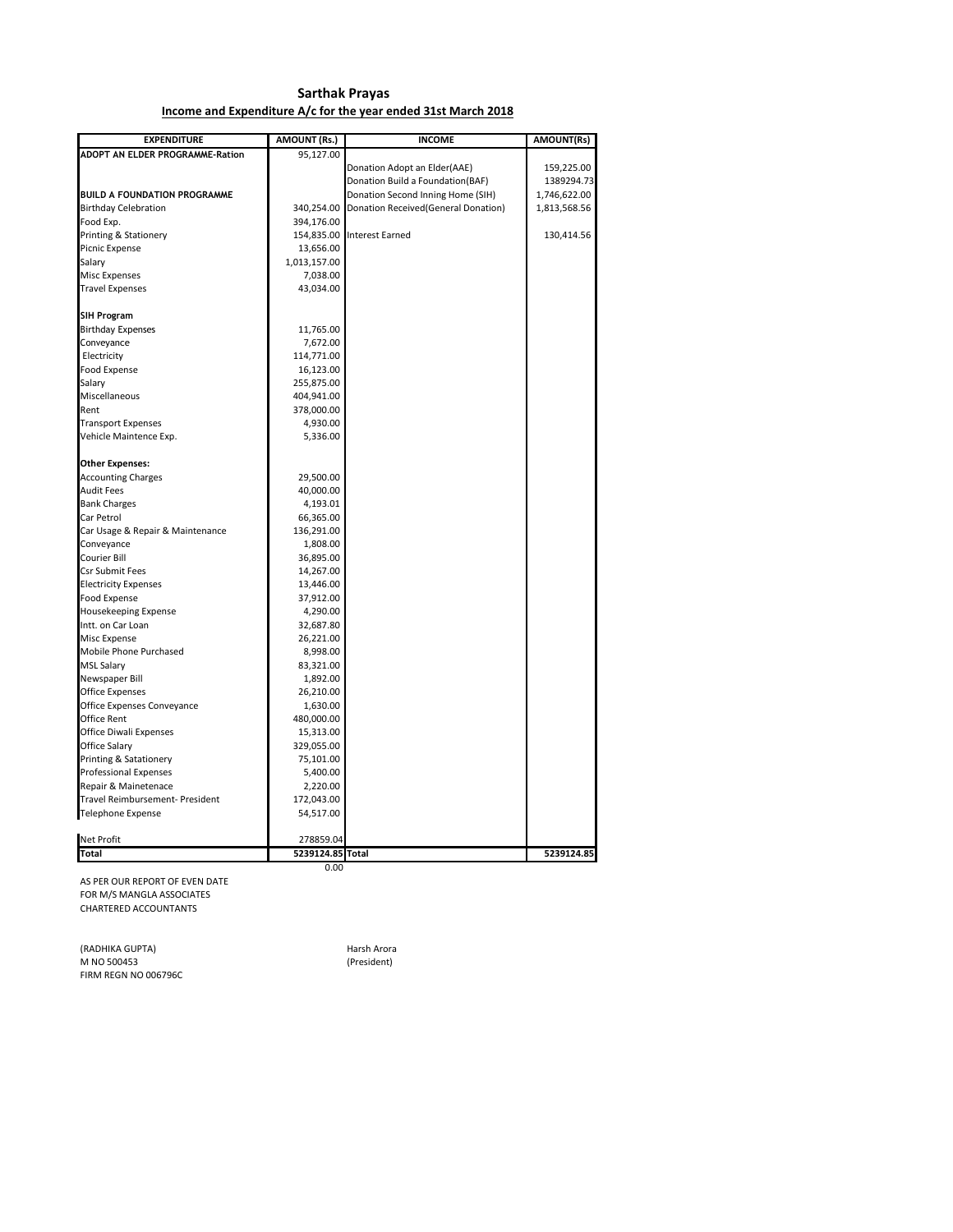# Sarthak Prayas

## Income and Expenditure A/c for the year ended 31st March 2018

| EXPENDITURE | AMOUNT (Rs.) | INCOME | AMOUNT(Rs) |
|---|---|---|---|
| **ADOPT AN ELDER PROGRAMME-Ration** | 95,127.00 | | |
| | | Donation Adopt an Elder(AAE) | 159,225.00 |
| | | Donation Build a Foundation(BAF) | 1389294.73 |
| **BUILD A FOUNDATION PROGRAMME** | | Donation Second Inning Home (SIH) | 1,746,622.00 |
| Birthday Celebration | 340,254.00 | Donation Received(General Donation) | 1,813,568.56 |
| Food Exp. | 394,176.00 | | |
| Printing & Stationery | 154,835.00 | Interest Earned | 130,414.56 |
| Picnic Expense | 13,656.00 | | |
| Salary | 1,013,157.00 | | |
| Misc Expenses | 7,038.00 | | |
| Travel Expenses | 43,034.00 | | |
| | | | |
| **SIH Program** | | | |
| Birthday Expenses | 11,765.00 | | |
| Conveyance | 7,672.00 | | |
| Electricity | 114,771.00 | | |
| Food Expense | 16,123.00 | | |
| Salary | 255,875.00 | | |
| Miscellaneous | 404,941.00 | | |
| Rent | 378,000.00 | | |
| Transport Expenses | 4,930.00 | | |
| Vehicle Maintence Exp. | 5,336.00 | | |
| | | | |
| **Other Expenses:** | | | |
| Accounting Charges | 29,500.00 | | |
| Audit Fees | 40,000.00 | | |
| Bank Charges | 4,193.01 | | |
| Car Petrol | 66,365.00 | | |
| Car Usage & Repair & Maintenance | 136,291.00 | | |
| Conveyance | 1,808.00 | | |
| Courier Bill | 36,895.00 | | |
| Csr Submit Fees | 14,267.00 | | |
| Electricity Expenses | 13,446.00 | | |
| Food Expense | 37,912.00 | | |
| Housekeeping Expense | 4,290.00 | | |
| Intt. on Car Loan | 32,687.80 | | |
| Misc Expense | 26,221.00 | | |
| Mobile Phone Purchased | 8,998.00 | | |
| MSL Salary | 83,321.00 | | |
| Newspaper Bill | 1,892.00 | | |
| Office Expenses | 26,210.00 | | |
| Office Expenses Conveyance | 1,630.00 | | |
| Office Rent | 480,000.00 | | |
| Office Diwali Expenses | 15,313.00 | | |
| Office Salary | 329,055.00 | | |
| Printing & Satationery | 75,101.00 | | |
| Professional Expenses | 5,400.00 | | |
| Repair & Mainetenace | 2,220.00 | | |
| Travel Reimbursement- President | 172,043.00 | | |
| Telephone Expense | 54,517.00 | | |
| | | | |
| Net Profit | 278859.04 | | |
| **Total** | **5239124.85** | **Total** | **5239124.85** |
| | 0.00 | | |

AS PER OUR REPORT OF EVEN DATE
FOR M/S MANGLA ASSOCIATES
CHARTERED ACCOUNTANTS

(RADHIKA GUPTA)
M NO 500453
FIRM REGN NO 006796C

Harsh Arora
(President)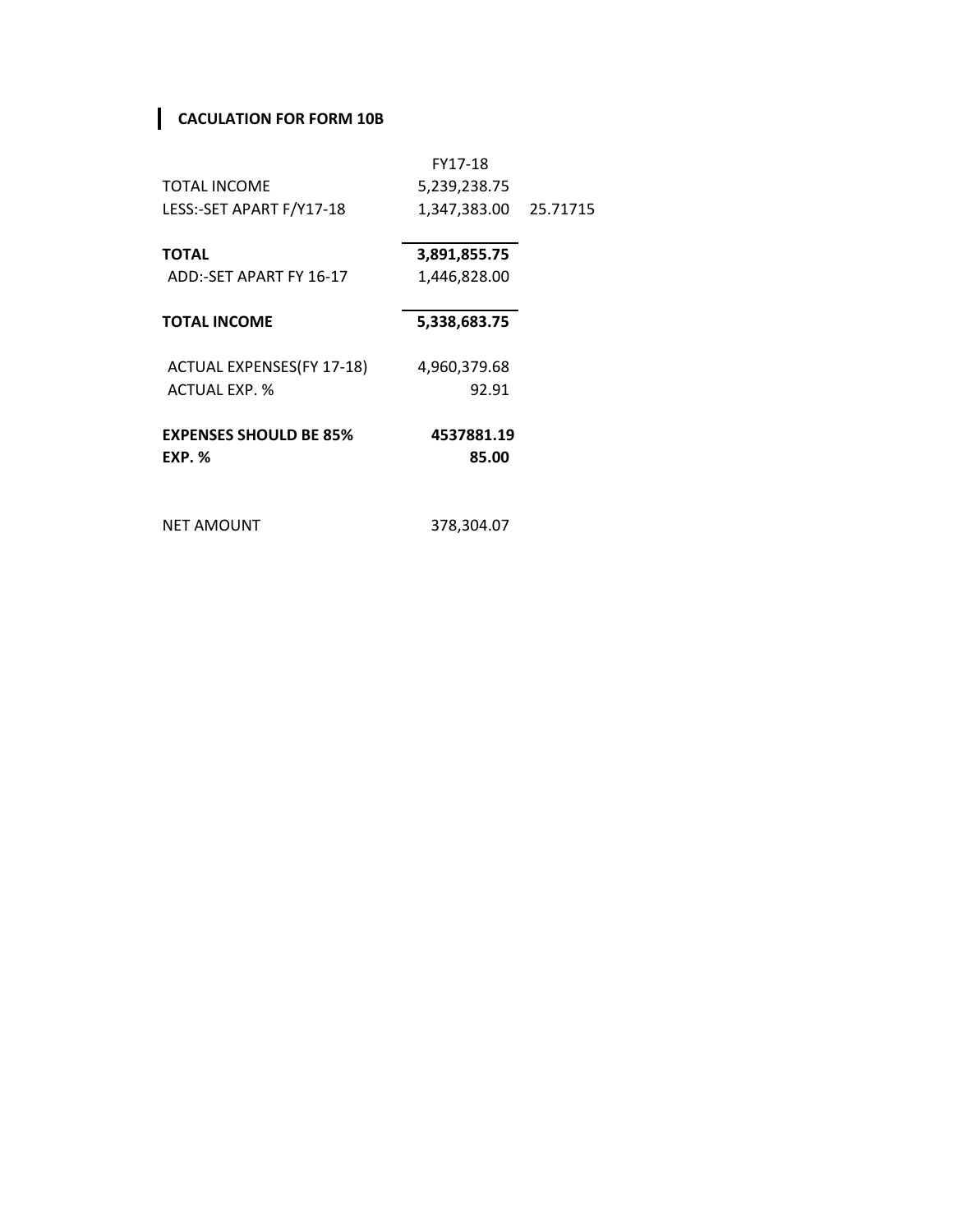## CACULATION FOR FORM 10B

| | FY17-18 | |
|---|---|---|
| TOTAL INCOME | 5,239,238.75 | |
| LESS:-SET APART F/Y17-18 | 1,347,383.00 | 25.71715 |
| **TOTAL** | **3,891,855.75** | |
| ADD:-SET APART FY 16-17 | 1,446,828.00 | |
| **TOTAL INCOME** | **5,338,683.75** | |
| ACTUAL EXPENSES(FY 17-18) | 4,960,379.68 | |
| ACTUAL EXP. % | 92.91 | |
| **EXPENSES SHOULD BE 85%** | **4537881.19** | |
| **EXP. %** | **85.00** | |
| NET AMOUNT | 378,304.07 | |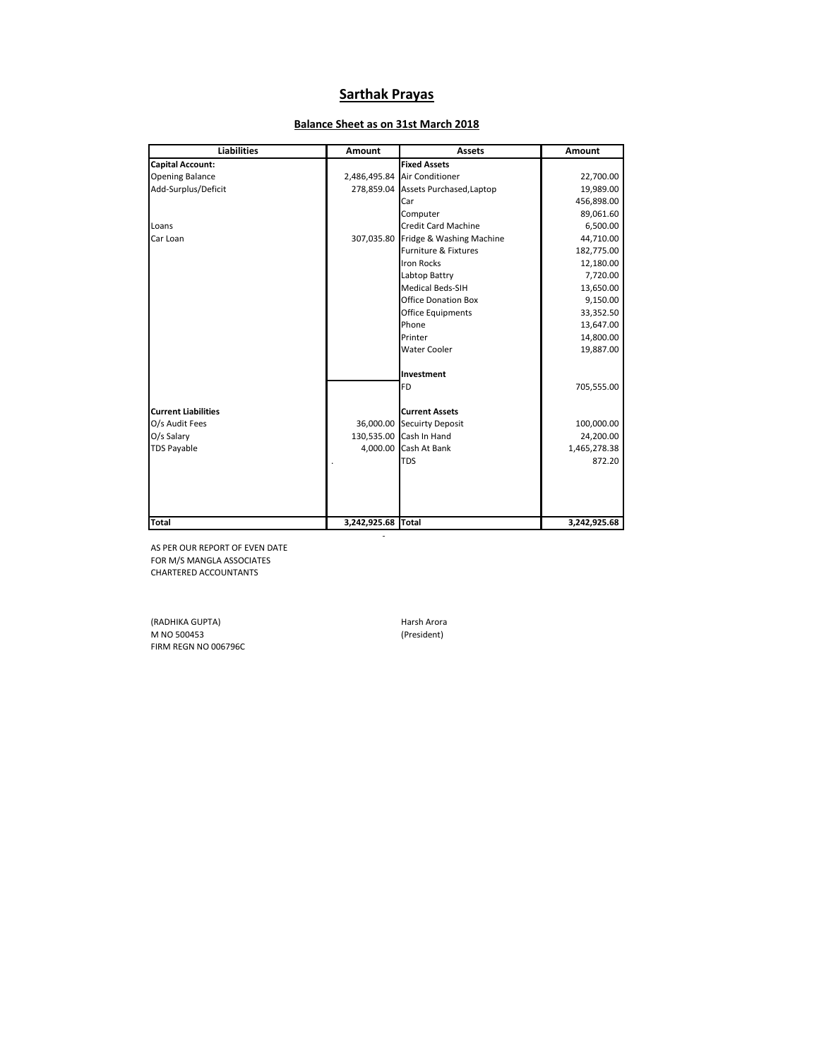# Sarthak Prayas

## Balance Sheet as on 31st March 2018

| Liabilities | Amount | Assets | Amount |
|---|---|---|---|
| **Capital Account:** | | **Fixed Assets** | |
| Opening Balance | 2,486,495.84 | Air Conditioner | 22,700.00 |
| Add-Surplus/Deficit | 278,859.04 | Assets Purchased,Laptop | 19,989.00 |
| | | Car | 456,898.00 |
| | | Computer | 89,061.60 |
| Loans | | Credit Card Machine | 6,500.00 |
| Car Loan | 307,035.80 | Fridge & Washing Machine | 44,710.00 |
| | | Furniture & Fixtures | 182,775.00 |
| | | Iron Rocks | 12,180.00 |
| | | Labtop Battry | 7,720.00 |
| | | Medical Beds-SIH | 13,650.00 |
| | | Office Donation Box | 9,150.00 |
| | | Office Equipments | 33,352.50 |
| | | Phone | 13,647.00 |
| | | Printer | 14,800.00 |
| | | Water Cooler | 19,887.00 |
| | | **Investment** | |
| | | FD | 705,555.00 |
| **Current Liabilities** | | **Current Assets** | |
| O/s Audit Fees | 36,000.00 | Secuirty Deposit | 100,000.00 |
| O/s Salary | 130,535.00 | Cash In Hand | 24,200.00 |
| TDS Payable | 4,000.00 | Cash At Bank | 1,465,278.38 |
| | . | TDS | 872.20 |
| **Total** | **3,242,925.68** | **Total** | **3,242,925.68** |

-

AS PER OUR REPORT OF EVEN DATE
FOR M/S MANGLA ASSOCIATES
CHARTERED ACCOUNTANTS

(RADHIKA GUPTA)
M NO 500453
FIRM REGN NO 006796C

Harsh Arora
(President)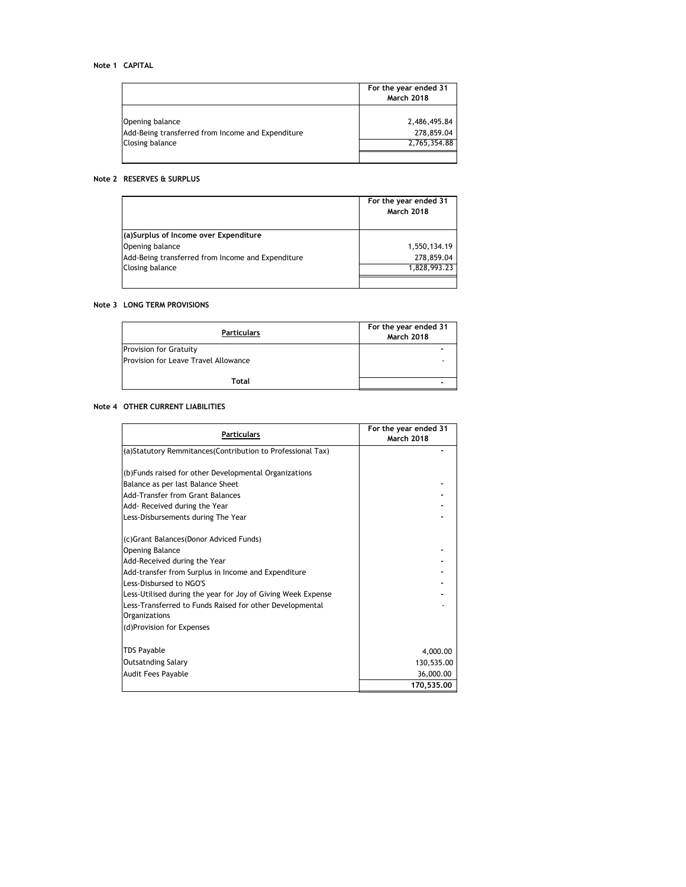**Note 1 CAPITAL**

| | For the year ended 31 March 2018 |
|---|---|
| Opening balance | 2,486,495.84 |
| Add-Being transferred from Income and Expenditure | 278,859.04 |
| Closing balance | 2,765,354.88 |

**Note 2 RESERVES & SURPLUS**

| | For the year ended 31 March 2018 |
|---|---|
| **(a)Surplus of Income over Expenditure** | |
| Opening balance | 1,550,134.19 |
| Add-Being transferred from Income and Expenditure | 278,859.04 |
| Closing balance | 1,828,993.23 |

**Note 3 LONG TERM PROVISIONS**

| **Particulars** | For the year ended 31 March 2018 |
|---|---|
| Provision for Gratuity | - |
| Provision for Leave Travel Allowance | - |
| **Total** | - |

**Note 4 OTHER CURRENT LIABILITIES**

| **Particulars** | For the year ended 31 March 2018 |
|---|---|
| (a)Statutory Remmitances(Contribution to Professional Tax) | - |
| | |
| (b)Funds raised for other Developmental Organizations | |
| Balance as per last Balance Sheet | - |
| Add-Transfer from Grant Balances | - |
| Add- Received during the Year | - |
| Less-Disbursements during The Year | - |
| | |
| (c)Grant Balances(Donor Adviced Funds) | |
| Opening Balance | - |
| Add-Received during the Year | - |
| Add-transfer from Surplus in Income and Expenditure | - |
| Less-Disbursed to NGO'S | - |
| Less-Utilised during the year for Joy of Giving Week Expense | - |
| Less-Transferred to Funds Raised for other Developmental Organizations | - |
| (d)Provision for Expenses | |
| | |
| TDS Payable | 4,000.00 |
| Outsatnding Salary | 130,535.00 |
| Audit Fees Payable | 36,000.00 |
| | **170,535.00** |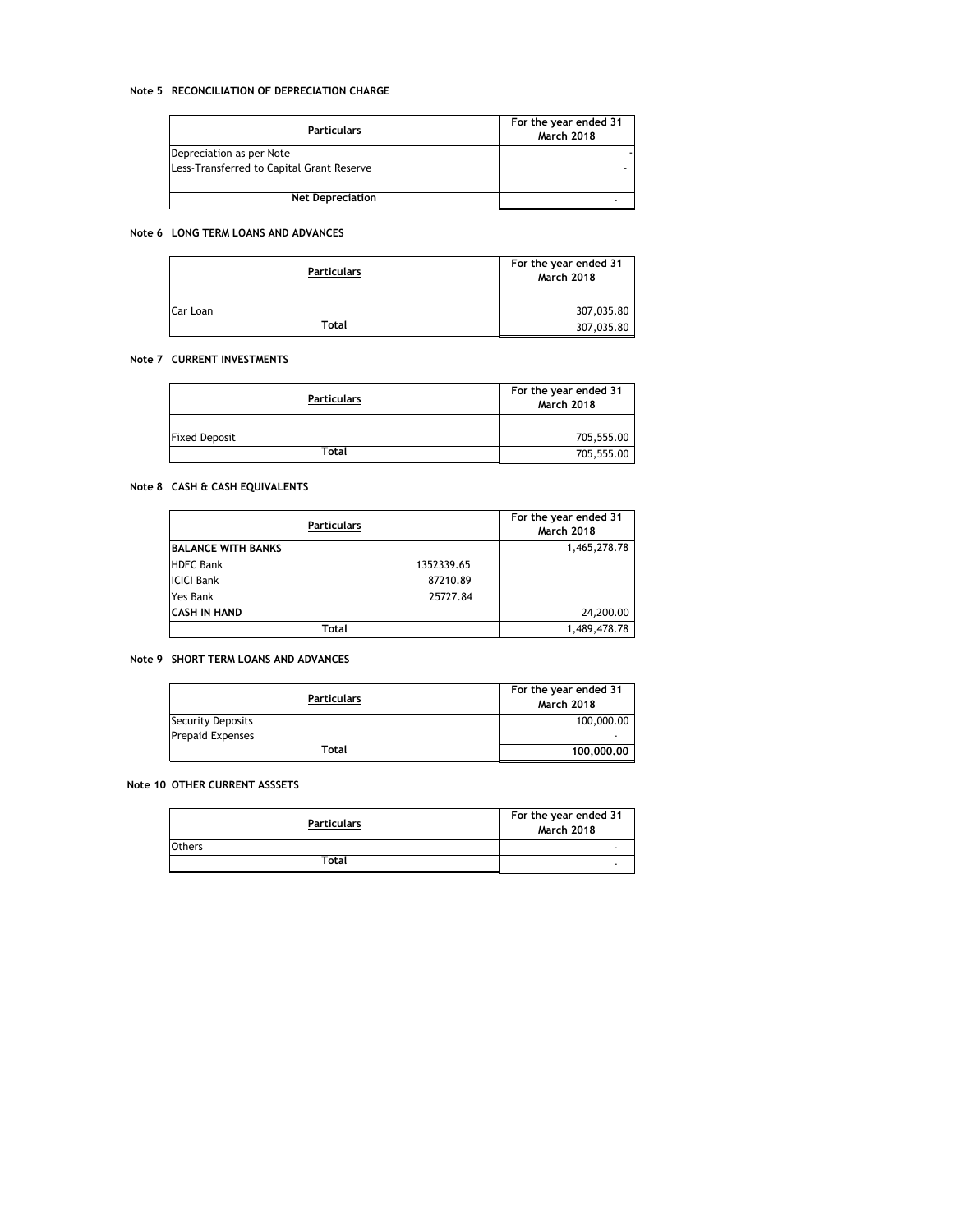**Note 5 RECONCILIATION OF DEPRECIATION CHARGE**

| Particulars | For the year ended 31 March 2018 |
|---|---|
| Depreciation as per Note | - |
| Less-Transferred to Capital Grant Reserve | - |
| **Net Depreciation** | - |

**Note 6 LONG TERM LOANS AND ADVANCES**

| Particulars | For the year ended 31 March 2018 |
|---|---|
| Car Loan | 307,035.80 |
| **Total** | 307,035.80 |

**Note 7 CURRENT INVESTMENTS**

| Particulars | For the year ended 31 March 2018 |
|---|---|
| Fixed Deposit | 705,555.00 |
| **Total** | 705,555.00 |

**Note 8 CASH & CASH EQUIVALENTS**

| Particulars | | For the year ended 31 March 2018 |
|---|---|---|
| **BALANCE WITH BANKS** | | 1,465,278.78 |
| HDFC Bank | 1352339.65 | |
| ICICI Bank | 87210.89 | |
| Yes Bank | 25727.84 | |
| **CASH IN HAND** | | 24,200.00 |
| **Total** | | 1,489,478.78 |

**Note 9 SHORT TERM LOANS AND ADVANCES**

| Particulars | For the year ended 31 March 2018 |
|---|---|
| Security Deposits | 100,000.00 |
| Prepaid Expenses | - |
| **Total** | **100,000.00** |

**Note 10 OTHER CURRENT ASSSETS**

| Particulars | For the year ended 31 March 2018 |
|---|---|
| Others | - |
| **Total** | - |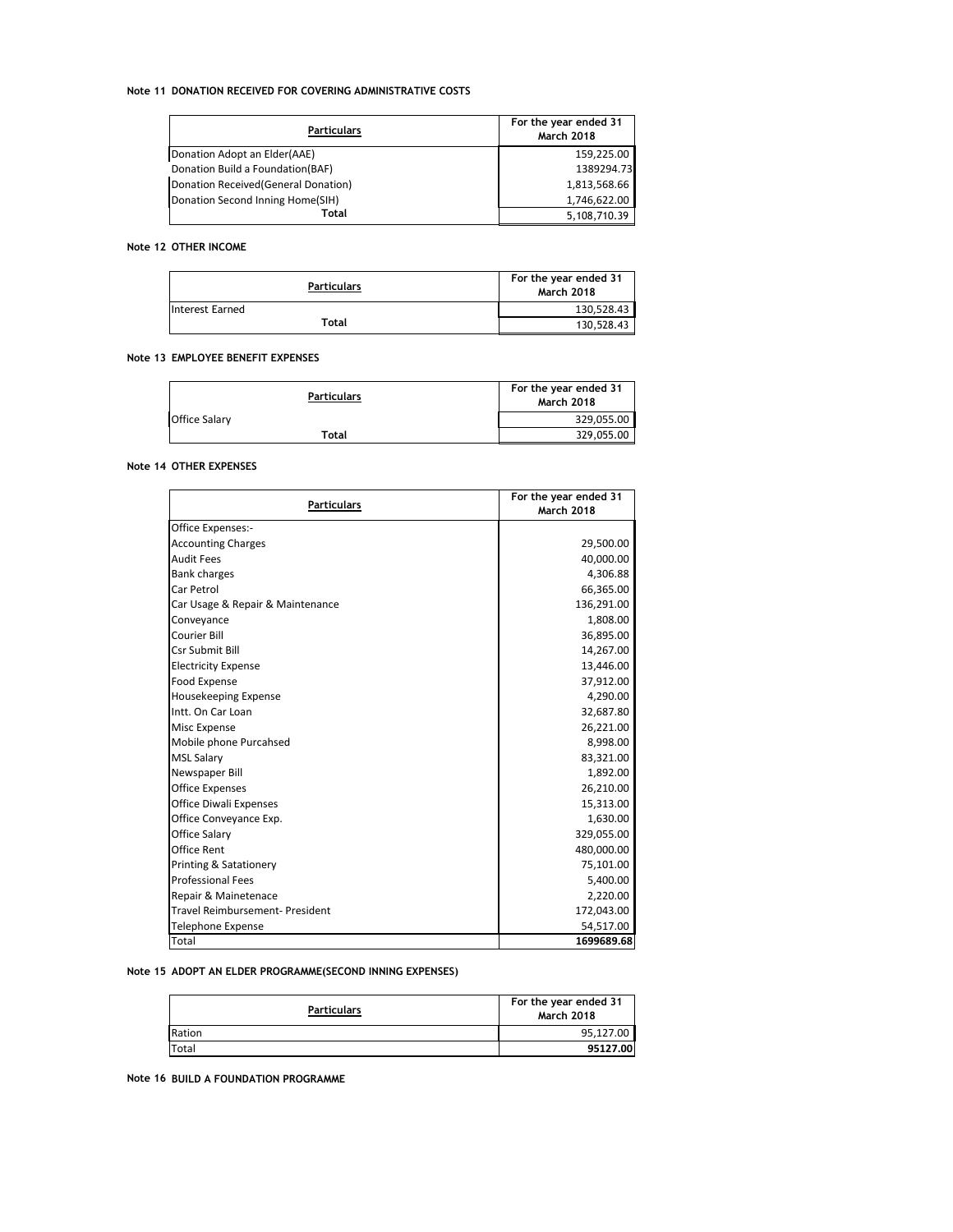**Note 11 DONATION RECEIVED FOR COVERING ADMINISTRATIVE COSTS**

| Particulars | For the year ended 31 March 2018 |
|---|---|
| Donation Adopt an Elder(AAE) | 159,225.00 |
| Donation Build a Foundation(BAF) | 1389294.73 |
| Donation Received(General Donation) | 1,813,568.66 |
| Donation Second Inning Home(SIH) | 1,746,622.00 |
| **Total** | 5,108,710.39 |

**Note 12 OTHER INCOME**

| Particulars | For the year ended 31 March 2018 |
|---|---|
| Interest Earned | 130,528.43 |
| **Total** | 130,528.43 |

**Note 13 EMPLOYEE BENEFIT EXPENSES**

| Particulars | For the year ended 31 March 2018 |
|---|---|
| Office Salary | 329,055.00 |
| **Total** | 329,055.00 |

**Note 14 OTHER EXPENSES**

| Particulars | For the year ended 31 March 2018 |
|---|---|
| Office Expenses:- | |
| Accounting Charges | 29,500.00 |
| Audit Fees | 40,000.00 |
| Bank charges | 4,306.88 |
| Car Petrol | 66,365.00 |
| Car Usage & Repair & Maintenance | 136,291.00 |
| Conveyance | 1,808.00 |
| Courier Bill | 36,895.00 |
| Csr Submit Bill | 14,267.00 |
| Electricity Expense | 13,446.00 |
| Food Expense | 37,912.00 |
| Housekeeping Expense | 4,290.00 |
| Intt. On Car Loan | 32,687.80 |
| Misc Expense | 26,221.00 |
| Mobile phone Purcahsed | 8,998.00 |
| MSL Salary | 83,321.00 |
| Newspaper Bill | 1,892.00 |
| Office Expenses | 26,210.00 |
| Office Diwali Expenses | 15,313.00 |
| Office Conveyance Exp. | 1,630.00 |
| Office Salary | 329,055.00 |
| Office Rent | 480,000.00 |
| Printing & Satationery | 75,101.00 |
| Professional Fees | 5,400.00 |
| Repair & Mainetenace | 2,220.00 |
| Travel Reimbursement- President | 172,043.00 |
| Telephone Expense | 54,517.00 |
| Total | **1699689.68** |

**Note 15 ADOPT AN ELDER PROGRAMME(SECOND INNING EXPENSES)**

| Particulars | For the year ended 31 March 2018 |
|---|---|
| Ration | 95,127.00 |
| Total | **95127.00** |

**Note 16 BUILD A FOUNDATION PROGRAMME**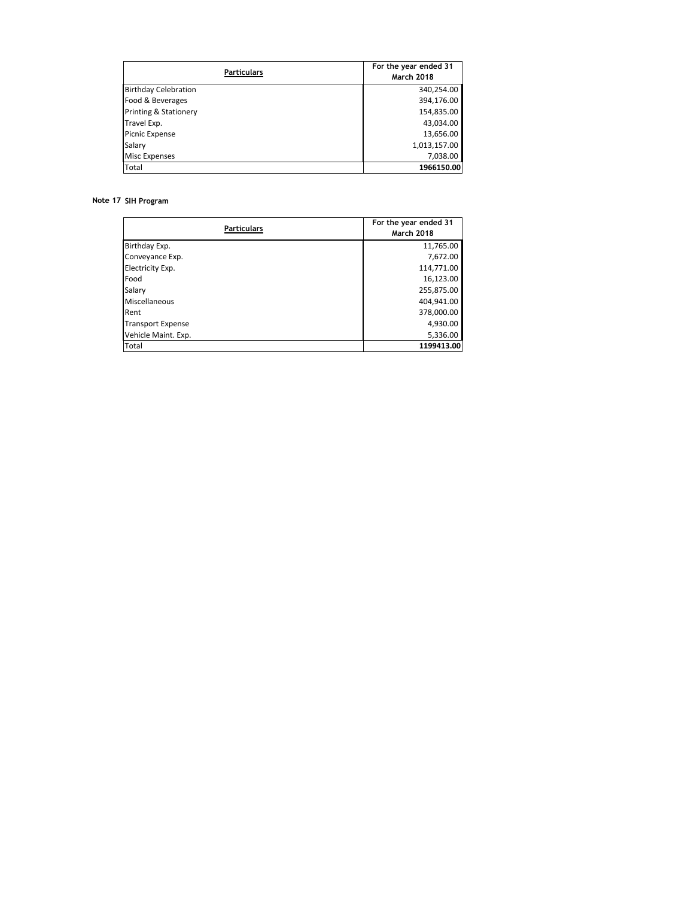| Particulars | For the year ended 31 March 2018 |
|---|---|
| Birthday Celebration | 340,254.00 |
| Food & Beverages | 394,176.00 |
| Printing & Stationery | 154,835.00 |
| Travel Exp. | 43,034.00 |
| Picnic Expense | 13,656.00 |
| Salary | 1,013,157.00 |
| Misc Expenses | 7,038.00 |
| Total | **1966150.00** |

**Note 17 SIH Program**

| Particulars | For the year ended 31 March 2018 |
|---|---|
| Birthday Exp. | 11,765.00 |
| Conveyance Exp. | 7,672.00 |
| Electricity Exp. | 114,771.00 |
| Food | 16,123.00 |
| Salary | 255,875.00 |
| Miscellaneous | 404,941.00 |
| Rent | 378,000.00 |
| Transport Expense | 4,930.00 |
| Vehicle Maint. Exp. | 5,336.00 |
| Total | **1199413.00** |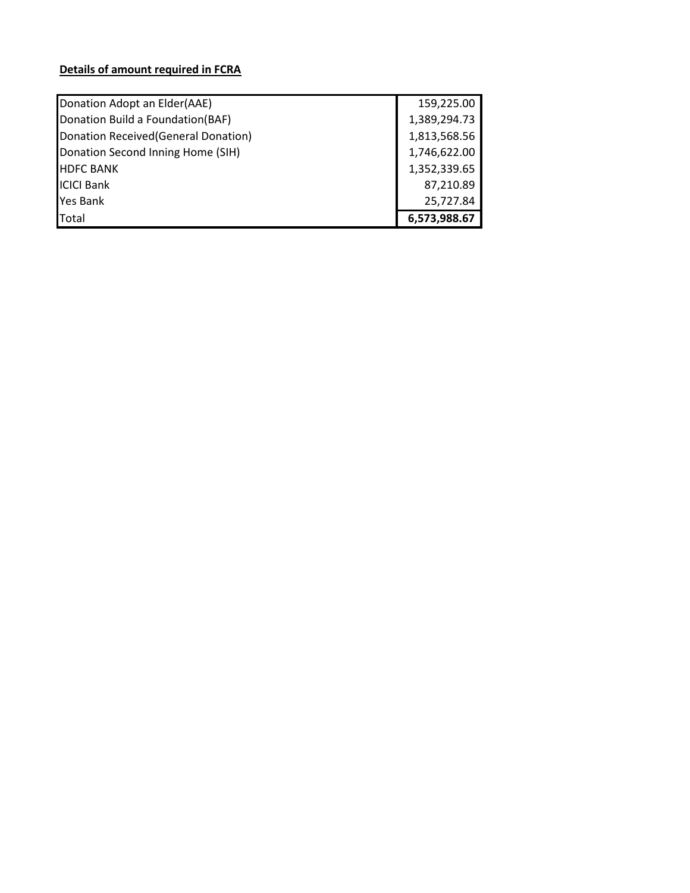**Details of amount required in FCRA**

| | |
|---|---|
| Donation Adopt an Elder(AAE) | 159,225.00 |
| Donation Build a Foundation(BAF) | 1,389,294.73 |
| Donation Received(General Donation) | 1,813,568.56 |
| Donation Second Inning Home (SIH) | 1,746,622.00 |
| HDFC BANK | 1,352,339.65 |
| ICICI Bank | 87,210.89 |
| Yes Bank | 25,727.84 |
| Total | **6,573,988.67** |